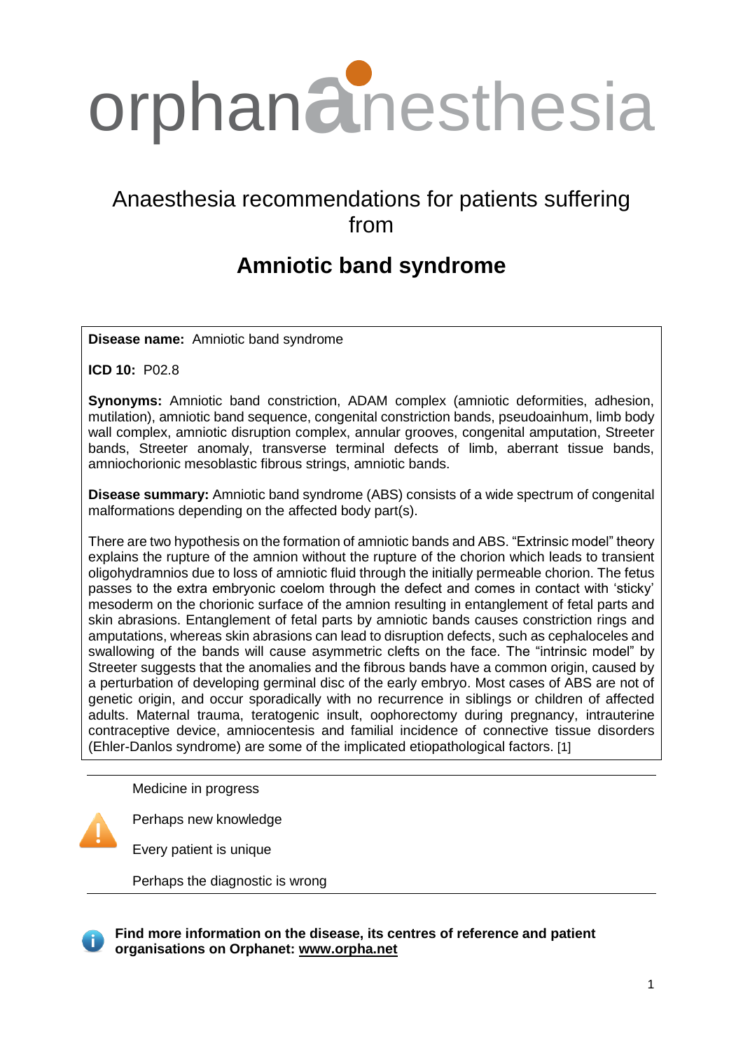# orphananesthesia

## Anaesthesia recommendations for patients suffering from

# Amniotic band syndrome

**Disease name:** Amniotic band syndrome

**ICD 10:** P02.8

**Synonyms:** Amniotic band constriction, ADAM complex (amniotic deformities, adhesion, mutilation), amniotic band sequence, congenital constriction bands, pseudoainhum, limb body wall complex, amniotic disruption complex, annular grooves, congenital amputation, Streeter bands, Streeter anomaly, transverse terminal defects of limb, aberrant tissue bands, amniochorionic mesoblastic fibrous strings, amniotic bands.

**Disease summary:** Amniotic band syndrome (ABS) consists of a wide spectrum of congenital malformations depending on the affected body part(s).

There are two hypothesis on the formation of amniotic bands and ABS. "Extrinsic model" theory explains the rupture of the amnion without the rupture of the chorion which leads to transient oligohydramnios due to loss of amniotic fluid through the initially permeable chorion. The fetus passes to the extra embryonic coelom through the defect and comes in contact with 'sticky' mesoderm on the chorionic surface of the amnion resulting in entanglement of fetal parts and skin abrasions. Entanglement of fetal parts by amniotic bands causes constriction rings and amputations, whereas skin abrasions can lead to disruption defects, such as cephaloceles and swallowing of the bands will cause asymmetric clefts on the face. The "intrinsic model" by Streeter suggests that the anomalies and the fibrous bands have a common origin, caused by a perturbation of developing germinal disc of the early embryo. Most cases of ABS are not of genetic origin, and occur sporadically with no recurrence in siblings or children of affected adults. Maternal trauma, teratogenic insult, oophorectomy during pregnancy, intrauterine contraceptive device, amniocentesis and familial incidence of connective tissue disorders (Ehler-Danlos syndrome) are some of the implicated etiopathological factors. [1]

---

Medicine in progress

Perhaps new knowledge

Every patient is unique

Perhaps the diagnostic is wrong

---

**Find more information on the disease, its centres of reference and patient organisations on Orphanet: www.orpha.net**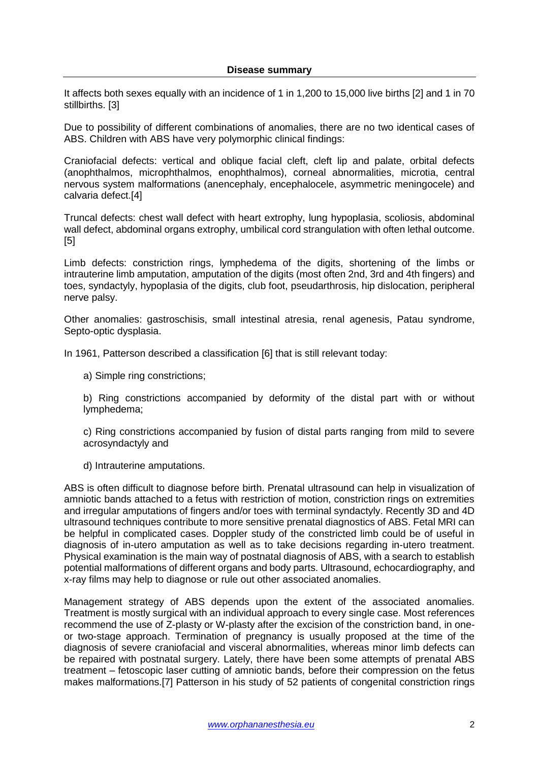## Disease summary

It affects both sexes equally with an incidence of 1 in 1,200 to 15,000 live births [2] and 1 in 70 stillbirths. [3]

Due to possibility of different combinations of anomalies, there are no two identical cases of ABS. Children with ABS have very polymorphic clinical findings:

Craniofacial defects: vertical and oblique facial cleft, cleft lip and palate, orbital defects (anophthalmos, microphthalmos, enophthalmos), corneal abnormalities, microtia, central nervous system malformations (anencephaly, encephalocele, asymmetric meningocele) and calvaria defect.[4]

Truncal defects: chest wall defect with heart extrophy, lung hypoplasia, scoliosis, abdominal wall defect, abdominal organs extrophy, umbilical cord strangulation with often lethal outcome. [5]

Limb defects: constriction rings, lymphedema of the digits, shortening of the limbs or intrauterine limb amputation, amputation of the digits (most often 2nd, 3rd and 4th fingers) and toes, syndactyly, hypoplasia of the digits, club foot, pseudarthrosis, hip dislocation, peripheral nerve palsy.

Other anomalies: gastroschisis, small intestinal atresia, renal agenesis, Patau syndrome, Septo-optic dysplasia.

In 1961, Patterson described a classification [6] that is still relevant today:

a) Simple ring constrictions;

b) Ring constrictions accompanied by deformity of the distal part with or without lymphedema;

c) Ring constrictions accompanied by fusion of distal parts ranging from mild to severe acrosyndactyly and

d) Intrauterine amputations.

ABS is often difficult to diagnose before birth. Prenatal ultrasound can help in visualization of amniotic bands attached to a fetus with restriction of motion, constriction rings on extremities and irregular amputations of fingers and/or toes with terminal syndactyly. Recently 3D and 4D ultrasound techniques contribute to more sensitive prenatal diagnostics of ABS. Fetal MRI can be helpful in complicated cases. Doppler study of the constricted limb could be of useful in diagnosis of in-utero amputation as well as to take decisions regarding in-utero treatment. Physical examination is the main way of postnatal diagnosis of ABS, with a search to establish potential malformations of different organs and body parts. Ultrasound, echocardiography, and x-ray films may help to diagnose or rule out other associated anomalies.

Management strategy of ABS depends upon the extent of the associated anomalies. Treatment is mostly surgical with an individual approach to every single case. Most references recommend the use of Z-plasty or W-plasty after the excision of the constriction band, in one- or two-stage approach. Termination of pregnancy is usually proposed at the time of the diagnosis of severe craniofacial and visceral abnormalities, whereas minor limb defects can be repaired with postnatal surgery. Lately, there have been some attempts of prenatal ABS treatment – fetoscopic laser cutting of amniotic bands, before their compression on the fetus makes malformations.[7] Patterson in his study of 52 patients of congenital constriction rings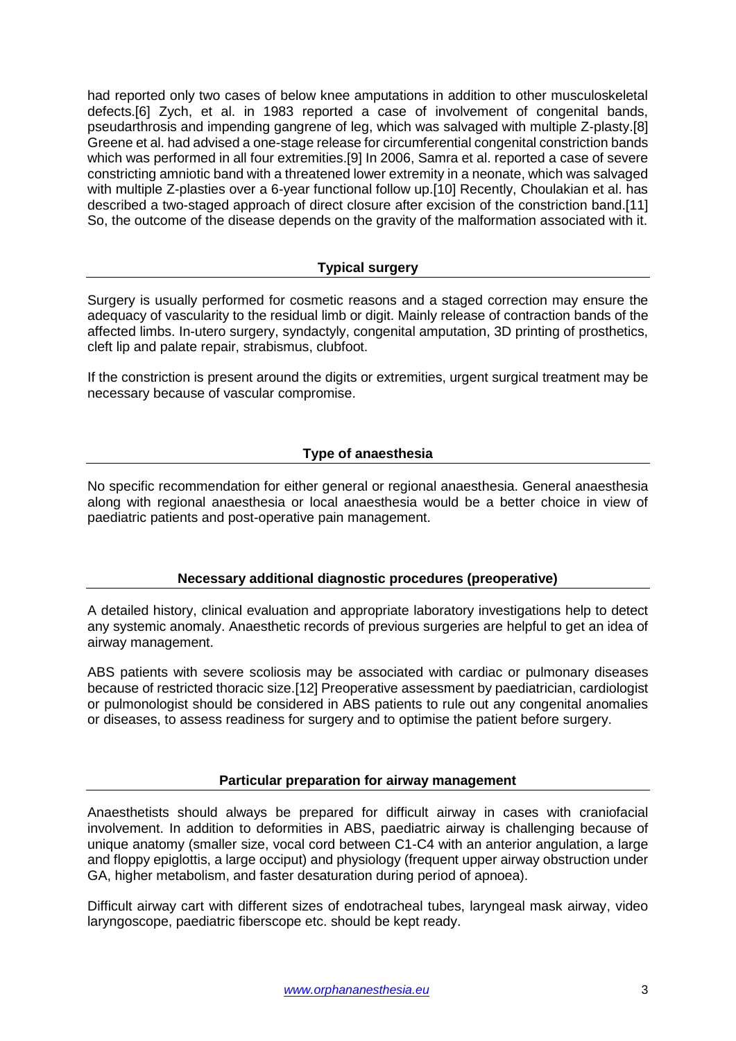had reported only two cases of below knee amputations in addition to other musculoskeletal defects.[6] Zych, et al. in 1983 reported a case of involvement of congenital bands, pseudarthrosis and impending gangrene of leg, which was salvaged with multiple Z-plasty.[8] Greene et al. had advised a one-stage release for circumferential congenital constriction bands which was performed in all four extremities.[9] In 2006, Samra et al. reported a case of severe constricting amniotic band with a threatened lower extremity in a neonate, which was salvaged with multiple Z-plasties over a 6-year functional follow up.[10] Recently, Choulakian et al. has described a two-staged approach of direct closure after excision of the constriction band.[11] So, the outcome of the disease depends on the gravity of the malformation associated with it.

## Typical surgery

Surgery is usually performed for cosmetic reasons and a staged correction may ensure the adequacy of vascularity to the residual limb or digit. Mainly release of contraction bands of the affected limbs. In-utero surgery, syndactyly, congenital amputation, 3D printing of prosthetics, cleft lip and palate repair, strabismus, clubfoot.

If the constriction is present around the digits or extremities, urgent surgical treatment may be necessary because of vascular compromise.

## Type of anaesthesia

No specific recommendation for either general or regional anaesthesia. General anaesthesia along with regional anaesthesia or local anaesthesia would be a better choice in view of paediatric patients and post-operative pain management.

## Necessary additional diagnostic procedures (preoperative)

A detailed history, clinical evaluation and appropriate laboratory investigations help to detect any systemic anomaly. Anaesthetic records of previous surgeries are helpful to get an idea of airway management.

ABS patients with severe scoliosis may be associated with cardiac or pulmonary diseases because of restricted thoracic size.[12] Preoperative assessment by paediatrician, cardiologist or pulmonologist should be considered in ABS patients to rule out any congenital anomalies or diseases, to assess readiness for surgery and to optimise the patient before surgery.

## Particular preparation for airway management

Anaesthetists should always be prepared for difficult airway in cases with craniofacial involvement. In addition to deformities in ABS, paediatric airway is challenging because of unique anatomy (smaller size, vocal cord between C1-C4 with an anterior angulation, a large and floppy epiglottis, a large occiput) and physiology (frequent upper airway obstruction under GA, higher metabolism, and faster desaturation during period of apnoea).

Difficult airway cart with different sizes of endotracheal tubes, laryngeal mask airway, video laryngoscope, paediatric fiberscope etc. should be kept ready.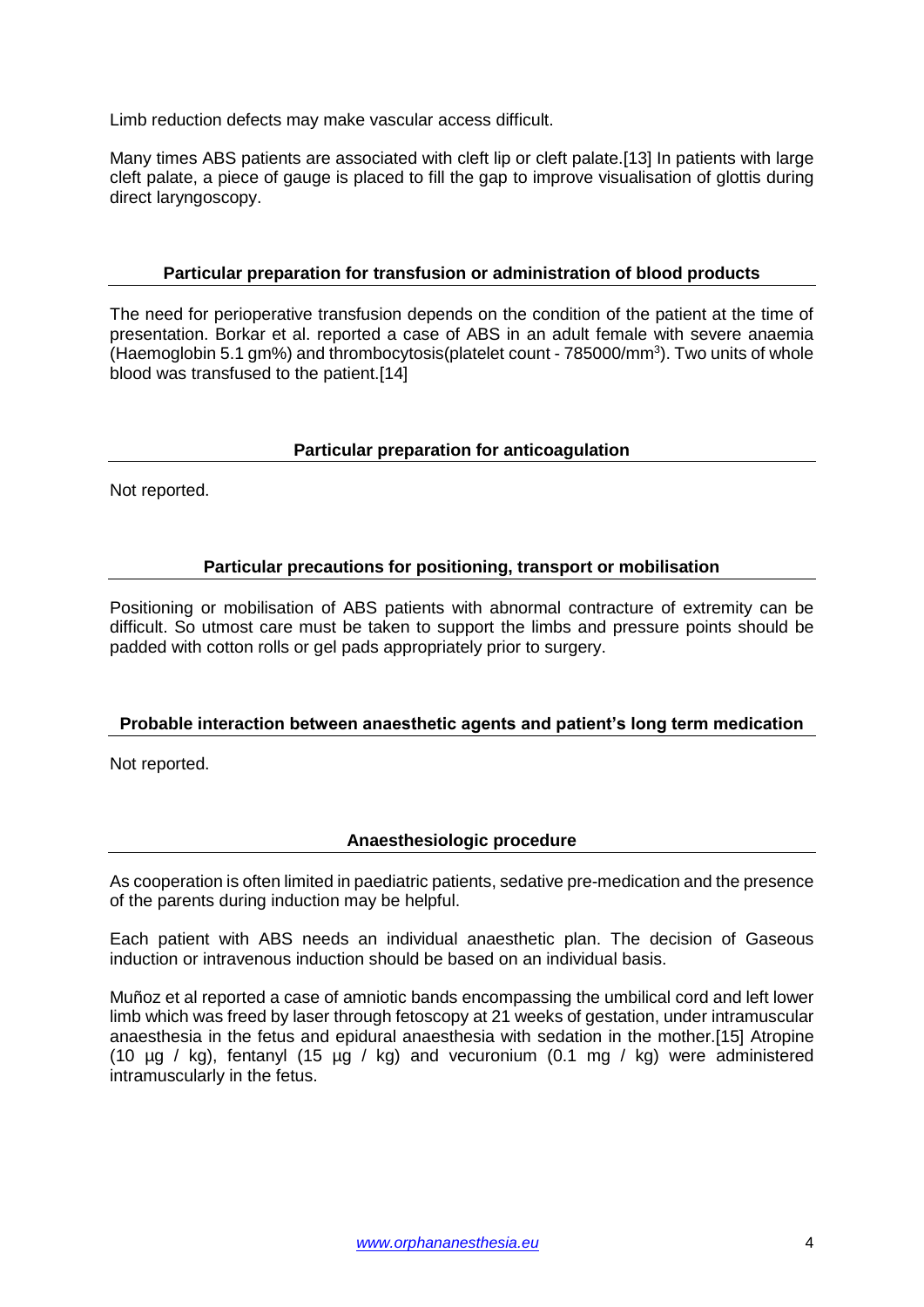Limb reduction defects may make vascular access difficult.

Many times ABS patients are associated with cleft lip or cleft palate.[13] In patients with large cleft palate, a piece of gauge is placed to fill the gap to improve visualisation of glottis during direct laryngoscopy.

## Particular preparation for transfusion or administration of blood products

The need for perioperative transfusion depends on the condition of the patient at the time of presentation. Borkar et al. reported a case of ABS in an adult female with severe anaemia (Haemoglobin 5.1 gm%) and thrombocytosis(platelet count - 785000/mm$^3$). Two units of whole blood was transfused to the patient.[14]

## Particular preparation for anticoagulation

Not reported.

## Particular precautions for positioning, transport or mobilisation

Positioning or mobilisation of ABS patients with abnormal contracture of extremity can be difficult. So utmost care must be taken to support the limbs and pressure points should be padded with cotton rolls or gel pads appropriately prior to surgery.

## Probable interaction between anaesthetic agents and patient's long term medication

Not reported.

## Anaesthesiologic procedure

As cooperation is often limited in paediatric patients, sedative pre-medication and the presence of the parents during induction may be helpful.

Each patient with ABS needs an individual anaesthetic plan. The decision of Gaseous induction or intravenous induction should be based on an individual basis.

Muñoz et al reported a case of amniotic bands encompassing the umbilical cord and left lower limb which was freed by laser through fetoscopy at 21 weeks of gestation, under intramuscular anaesthesia in the fetus and epidural anaesthesia with sedation in the mother.[15] Atropine (10 µg / kg), fentanyl (15 µg / kg) and vecuronium (0.1 mg / kg) were administered intramuscularly in the fetus.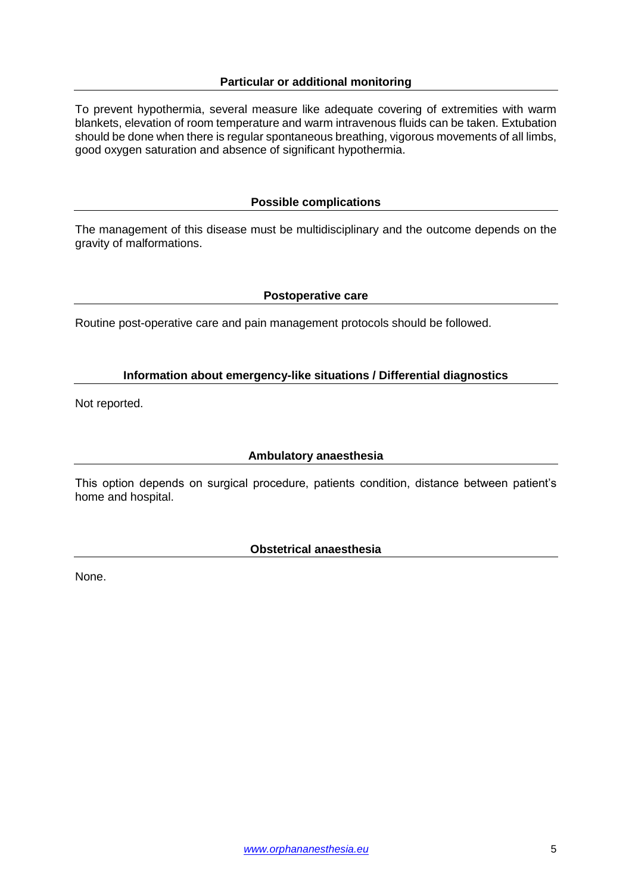## Particular or additional monitoring

To prevent hypothermia, several measure like adequate covering of extremities with warm blankets, elevation of room temperature and warm intravenous fluids can be taken. Extubation should be done when there is regular spontaneous breathing, vigorous movements of all limbs, good oxygen saturation and absence of significant hypothermia.

## Possible complications

The management of this disease must be multidisciplinary and the outcome depends on the gravity of malformations.

## Postoperative care

Routine post-operative care and pain management protocols should be followed.

## Information about emergency-like situations / Differential diagnostics

Not reported.

## Ambulatory anaesthesia

This option depends on surgical procedure, patients condition, distance between patient's home and hospital.

## Obstetrical anaesthesia

None.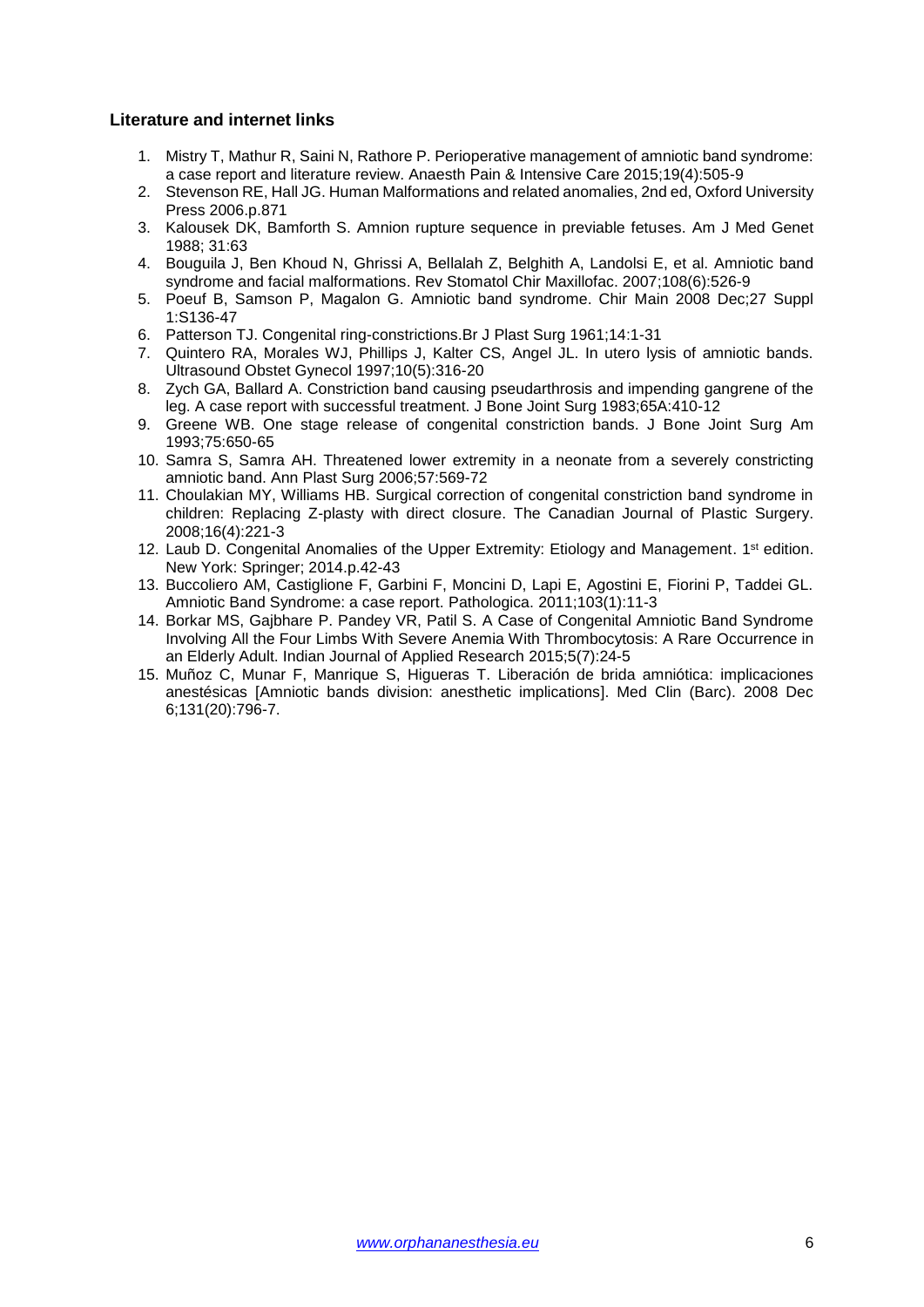#### Literature and internet links

1. Mistry T, Mathur R, Saini N, Rathore P. Perioperative management of amniotic band syndrome: a case report and literature review. Anaesth Pain & Intensive Care 2015;19(4):505-9
2. Stevenson RE, Hall JG. Human Malformations and related anomalies, 2nd ed, Oxford University Press 2006.p.871
3. Kalousek DK, Bamforth S. Amnion rupture sequence in previable fetuses. Am J Med Genet 1988; 31:63
4. Bouguila J, Ben Khoud N, Ghrissi A, Bellalah Z, Belghith A, Landolsi E, et al. Amniotic band syndrome and facial malformations. Rev Stomatol Chir Maxillofac. 2007;108(6):526-9
5. Poeuf B, Samson P, Magalon G. Amniotic band syndrome. Chir Main 2008 Dec;27 Suppl 1:S136-47
6. Patterson TJ. Congenital ring-constrictions.Br J Plast Surg 1961;14:1-31
7. Quintero RA, Morales WJ, Phillips J, Kalter CS, Angel JL. In utero lysis of amniotic bands. Ultrasound Obstet Gynecol 1997;10(5):316-20
8. Zych GA, Ballard A. Constriction band causing pseudarthrosis and impending gangrene of the leg. A case report with successful treatment. J Bone Joint Surg 1983;65A:410-12
9. Greene WB. One stage release of congenital constriction bands. J Bone Joint Surg Am 1993;75:650-65
10. Samra S, Samra AH. Threatened lower extremity in a neonate from a severely constricting amniotic band. Ann Plast Surg 2006;57:569-72
11. Choulakian MY, Williams HB. Surgical correction of congenital constriction band syndrome in children: Replacing Z-plasty with direct closure. The Canadian Journal of Plastic Surgery. 2008;16(4):221-3
12. Laub D. Congenital Anomalies of the Upper Extremity: Etiology and Management. 1st edition. New York: Springer; 2014.p.42-43
13. Buccoliero AM, Castiglione F, Garbini F, Moncini D, Lapi E, Agostini E, Fiorini P, Taddei GL. Amniotic Band Syndrome: a case report. Pathologica. 2011;103(1):11-3
14. Borkar MS, Gajbhare P. Pandey VR, Patil S. A Case of Congenital Amniotic Band Syndrome Involving All the Four Limbs With Severe Anemia With Thrombocytosis: A Rare Occurrence in an Elderly Adult. Indian Journal of Applied Research 2015;5(7):24-5
15. Muñoz C, Munar F, Manrique S, Higueras T. Liberación de brida amniótica: implicaciones anestésicas [Amniotic bands division: anesthetic implications]. Med Clin (Barc). 2008 Dec 6;131(20):796-7.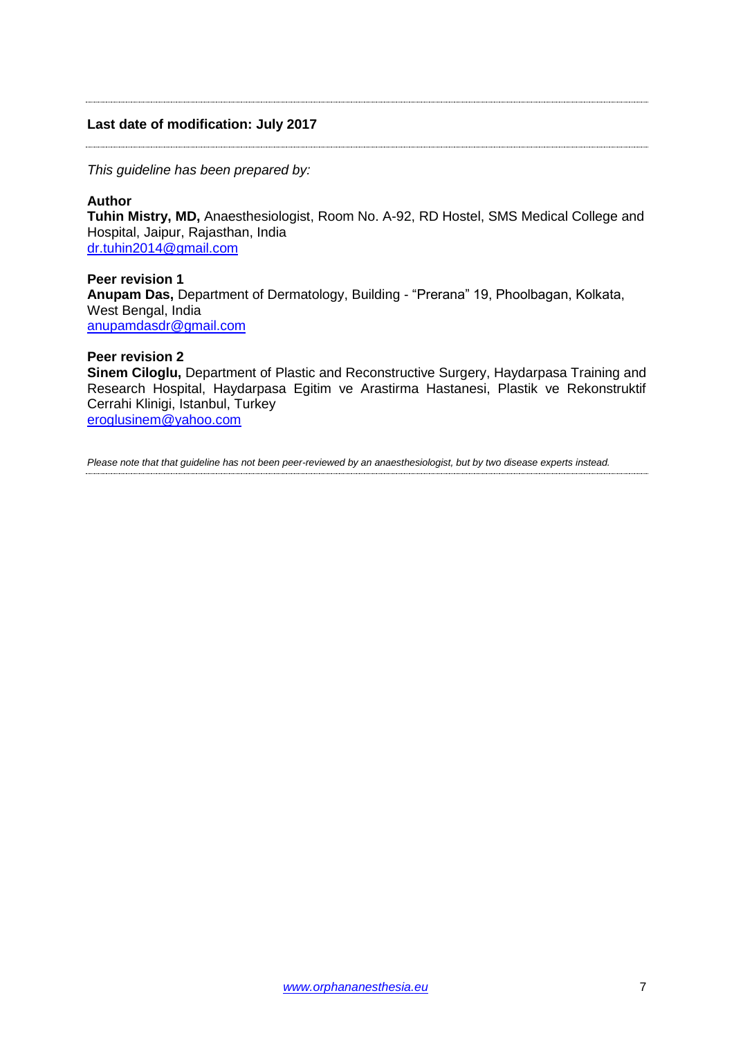**Last date of modification: July 2017**

*This guideline has been prepared by:*

**Author**
**Tuhin Mistry, MD,** Anaesthesiologist, Room No. A-92, RD Hostel, SMS Medical College and Hospital, Jaipur, Rajasthan, India
dr.tuhin2014@gmail.com

**Peer revision 1**
**Anupam Das,** Department of Dermatology, Building - "Prerana" 19, Phoolbagan, Kolkata, West Bengal, India
anupamdasdr@gmail.com

**Peer revision 2**
**Sinem Ciloglu,** Department of Plastic and Reconstructive Surgery, Haydarpasa Training and Research Hospital, Haydarpasa Egitim ve Arastirma Hastanesi, Plastik ve Rekonstruktif Cerrahi Klinigi, Istanbul, Turkey
eroglusinem@yahoo.com

*Please note that that guideline has not been peer-reviewed by an anaesthesiologist, but by two disease experts instead.*